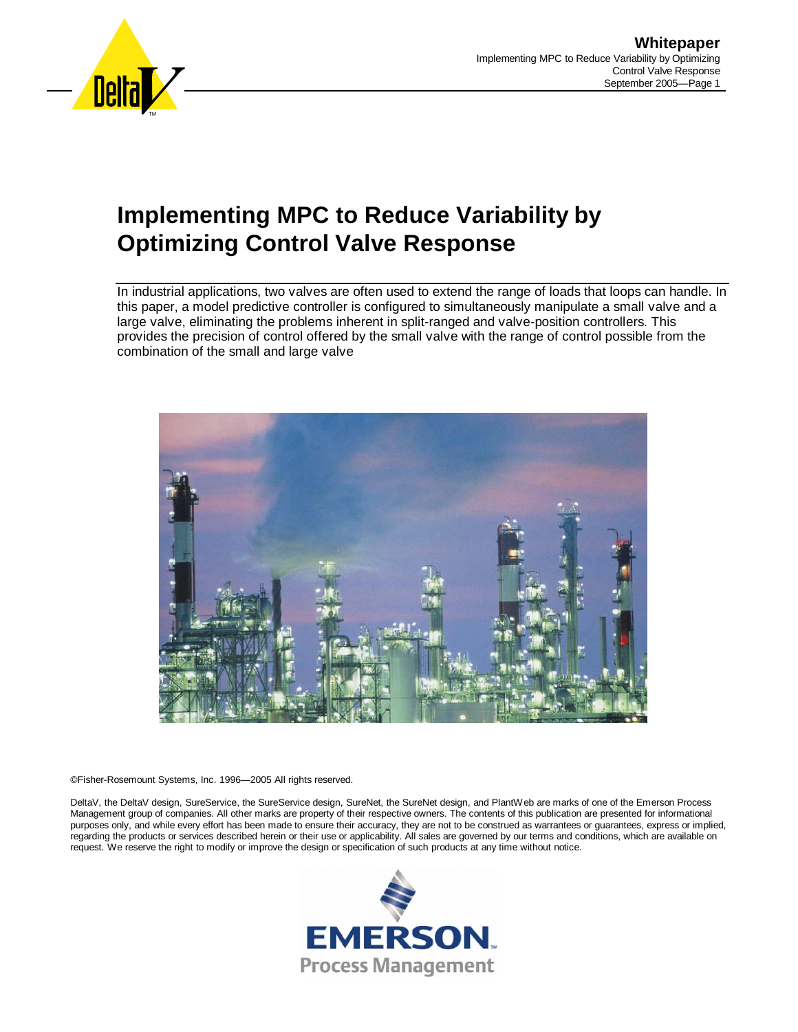# Implementing MPC to Reduce Variability by Optimizing Control Valve Response

In industrial applications, two valves are often used to extend the range of loads that loops can handle. In this paper, a model predictive controller is configured to simultaneously manipulate a small valve and a large valve, eliminating the problems inherent in split-ranged and valve-position controllers. This provides the precision of control offered by the small valve with the range of control possible from the combination of the small and large valve

©Fisher-Rosemount Systems, Inc. 1996—2005 All rights reserved.

DeltaV, the DeltaV design, SureService, the SureService design, SureNet, the SureNet design, and PlantWeb are marks of one of the Emerson Process Management group of companies. All other marks are property of their respective owners. The contents of this publication are presented for informational purposes only, and while every effort has been made to ensure their accuracy, they are not to be construed as warrantees or guarantees, express or implied, regarding the products or services described herein or their use or applicability. All sales are governed by our terms and conditions, which are available on request. We reserve the right to modify or improve the design or specification of such products at any time without notice.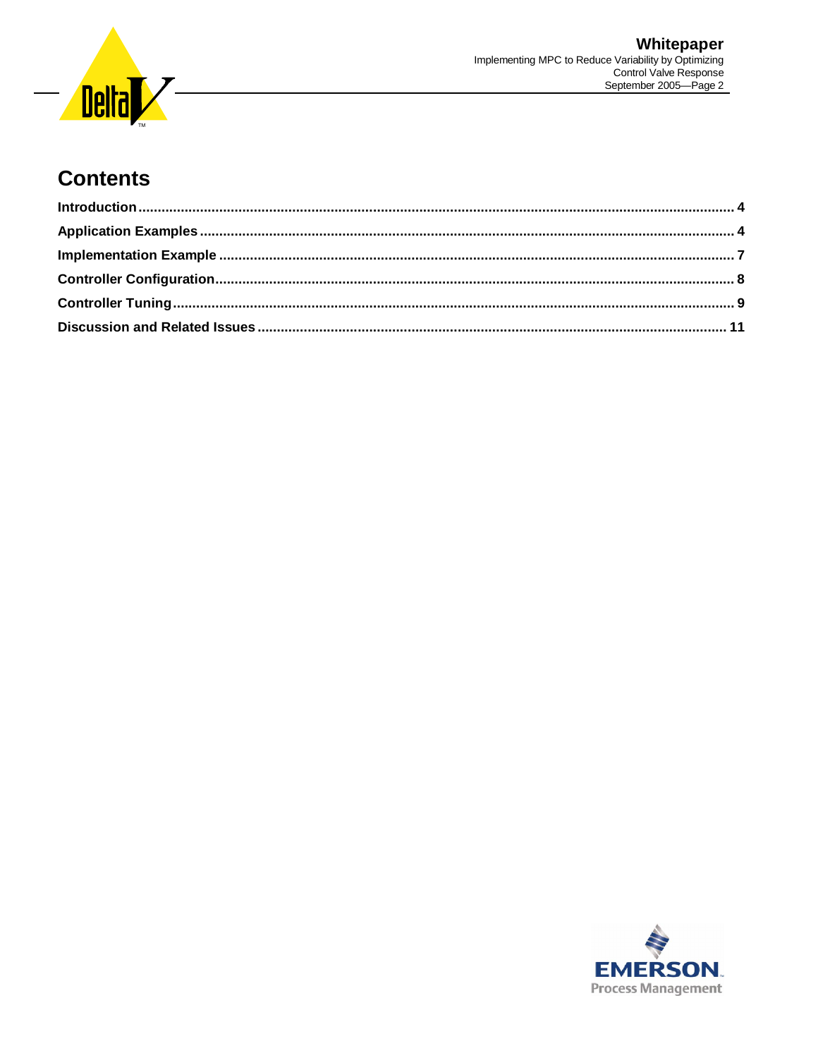# Contents

- Introduction ........ 4
- Application Examples ........ 4
- Implementation Example ........ 7
- Controller Configuration ........ 8
- Controller Tuning ........ 9
- Discussion and Related Issues ........ 11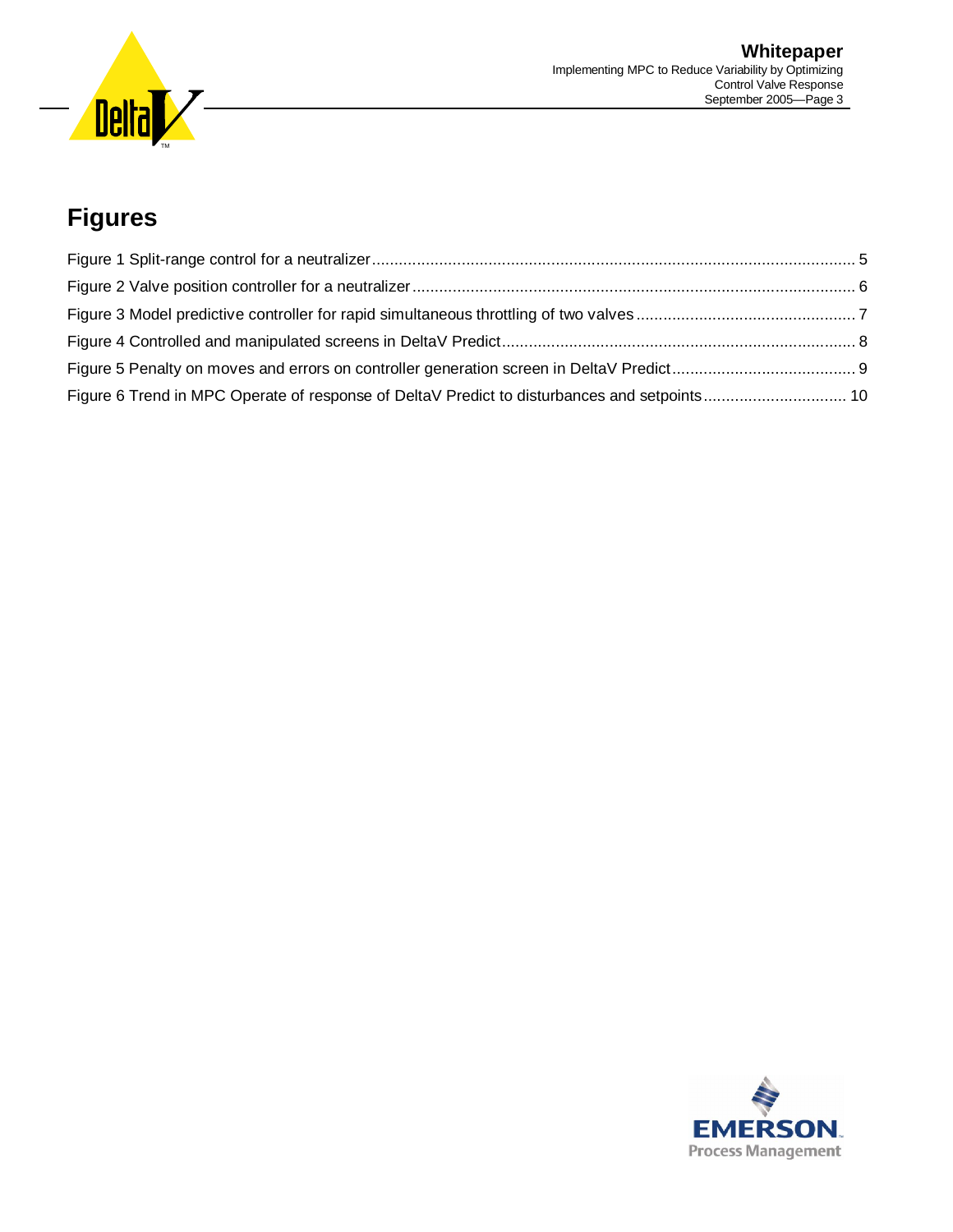# Figures

Figure 1 Split-range control for a neutralizer ..................................................................................... 5

Figure 2 Valve position controller for a neutralizer ................................................................................ 6

Figure 3 Model predictive controller for rapid simultaneous throttling of two valves ................................. 7

Figure 4 Controlled and manipulated screens in DeltaV Predict ............................................................... 8

Figure 5 Penalty on moves and errors on controller generation screen in DeltaV Predict ........................... 9

Figure 6 Trend in MPC Operate of response of DeltaV Predict to disturbances and setpoints ................... 10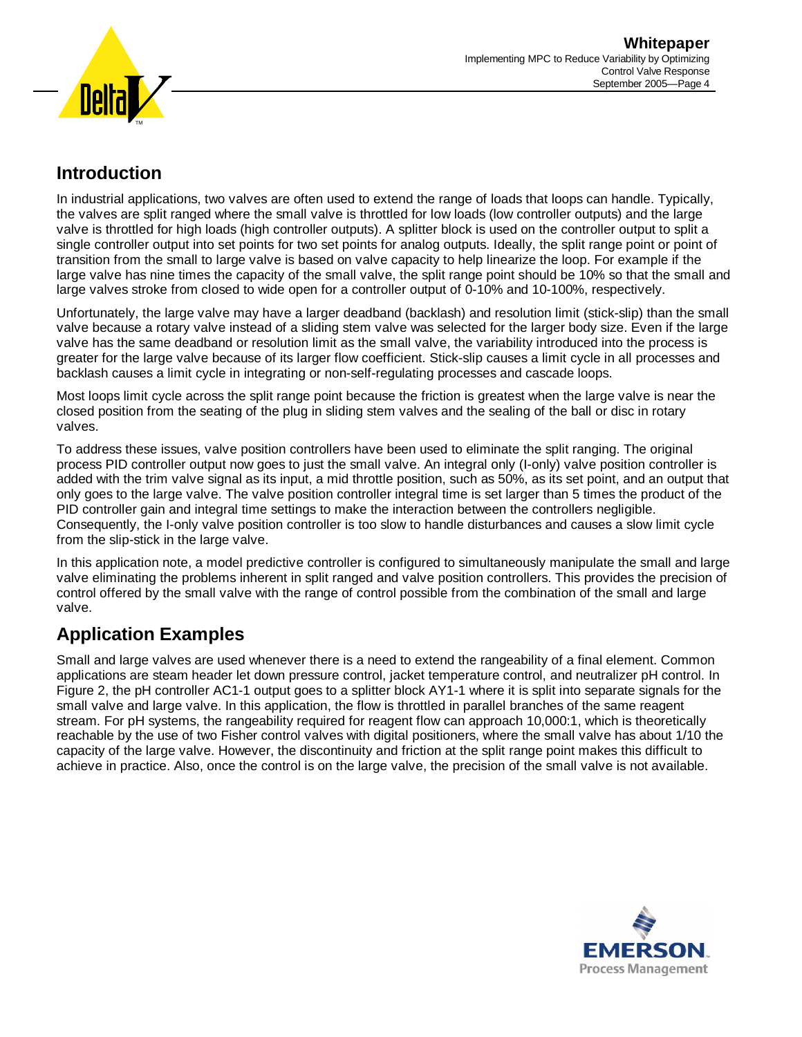## Introduction

In industrial applications, two valves are often used to extend the range of loads that loops can handle. Typically, the valves are split ranged where the small valve is throttled for low loads (low controller outputs) and the large valve is throttled for high loads (high controller outputs). A splitter block is used on the controller output to split a single controller output into set points for two set points for analog outputs. Ideally, the split range point or point of transition from the small to large valve is based on valve capacity to help linearize the loop. For example if the large valve has nine times the capacity of the small valve, the split range point should be 10% so that the small and large valves stroke from closed to wide open for a controller output of 0-10% and 10-100%, respectively.

Unfortunately, the large valve may have a larger deadband (backlash) and resolution limit (stick-slip) than the small valve because a rotary valve instead of a sliding stem valve was selected for the larger body size. Even if the large valve has the same deadband or resolution limit as the small valve, the variability introduced into the process is greater for the large valve because of its larger flow coefficient. Stick-slip causes a limit cycle in all processes and backlash causes a limit cycle in integrating or non-self-regulating processes and cascade loops.

Most loops limit cycle across the split range point because the friction is greatest when the large valve is near the closed position from the seating of the plug in sliding stem valves and the sealing of the ball or disc in rotary valves.

To address these issues, valve position controllers have been used to eliminate the split ranging. The original process PID controller output now goes to just the small valve. An integral only (I-only) valve position controller is added with the trim valve signal as its input, a mid throttle position, such as 50%, as its set point, and an output that only goes to the large valve. The valve position controller integral time is set larger than 5 times the product of the PID controller gain and integral time settings to make the interaction between the controllers negligible. Consequently, the I-only valve position controller is too slow to handle disturbances and causes a slow limit cycle from the slip-stick in the large valve.

In this application note, a model predictive controller is configured to simultaneously manipulate the small and large valve eliminating the problems inherent in split ranged and valve position controllers. This provides the precision of control offered by the small valve with the range of control possible from the combination of the small and large valve.

## Application Examples

Small and large valves are used whenever there is a need to extend the rangeability of a final element. Common applications are steam header let down pressure control, jacket temperature control, and neutralizer pH control. In Figure 2, the pH controller AC1-1 output goes to a splitter block AY1-1 where it is split into separate signals for the small valve and large valve. In this application, the flow is throttled in parallel branches of the same reagent stream. For pH systems, the rangeability required for reagent flow can approach 10,000:1, which is theoretically reachable by the use of two Fisher control valves with digital positioners, where the small valve has about 1/10 the capacity of the large valve. However, the discontinuity and friction at the split range point makes this difficult to achieve in practice. Also, once the control is on the large valve, the precision of the small valve is not available.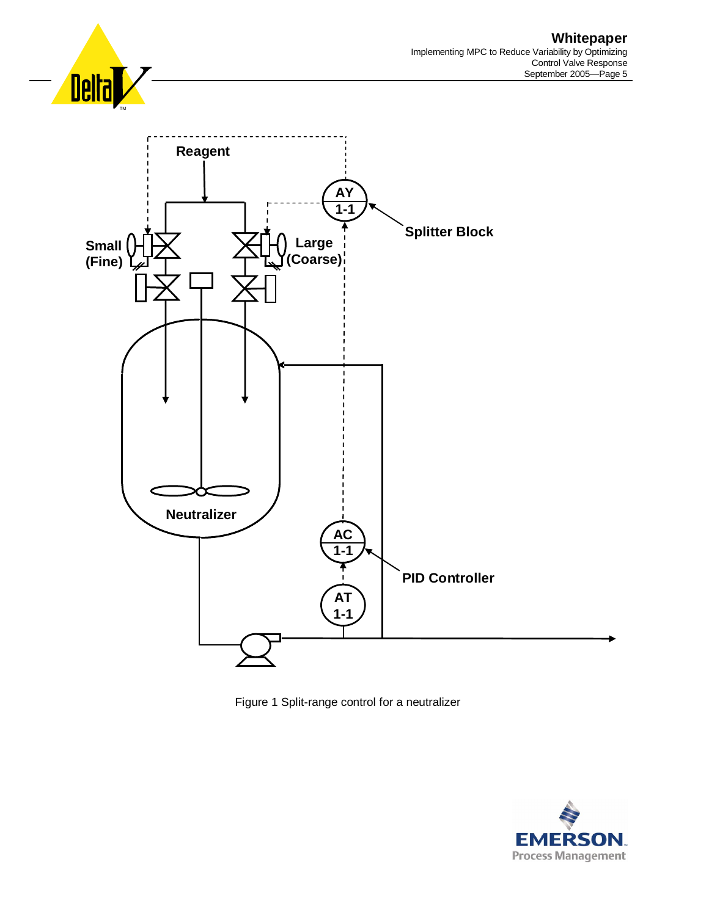Figure 1 Split-range control for a neutralizer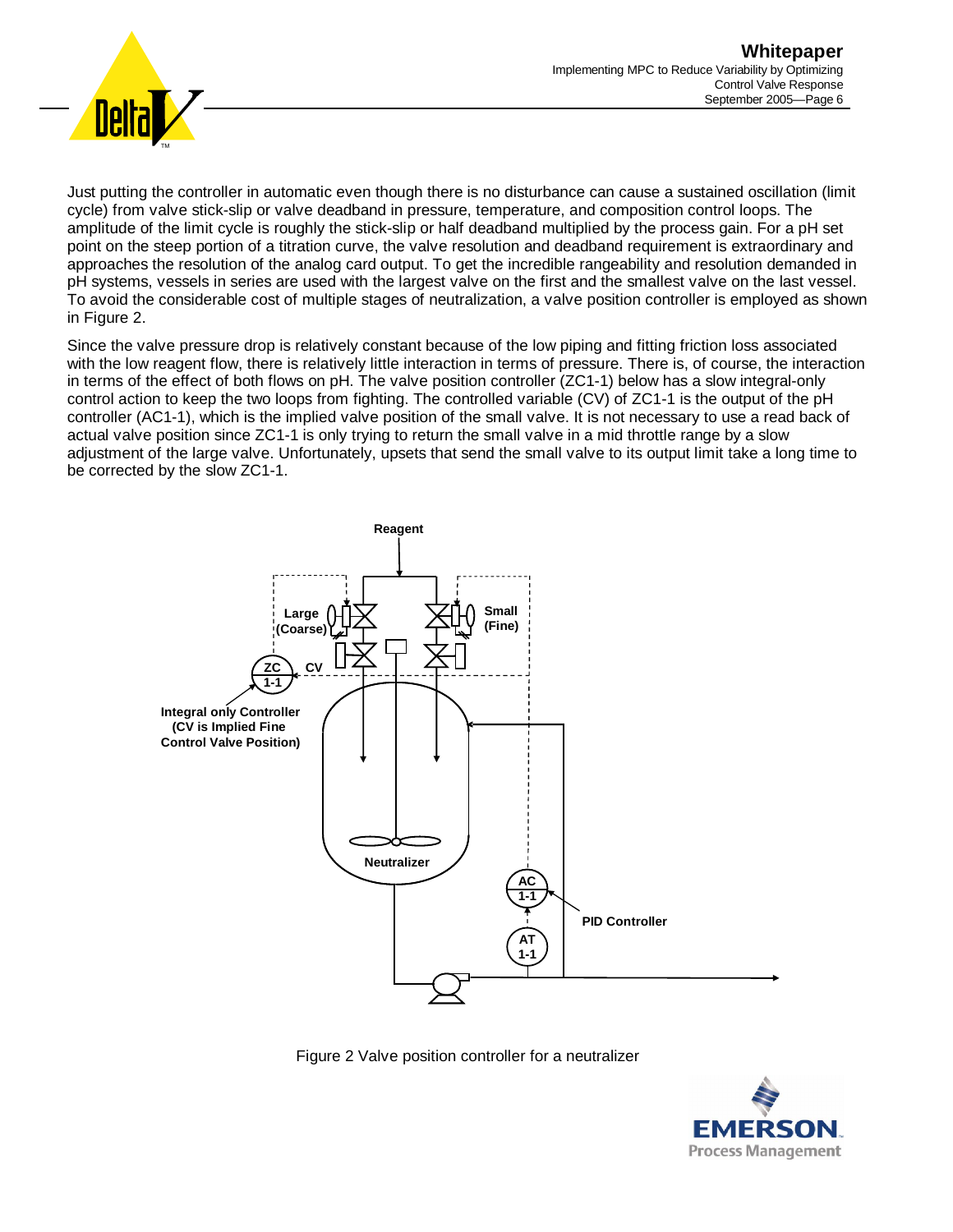Just putting the controller in automatic even though there is no disturbance can cause a sustained oscillation (limit cycle) from valve stick-slip or valve deadband in pressure, temperature, and composition control loops. The amplitude of the limit cycle is roughly the stick-slip or half deadband multiplied by the process gain. For a pH set point on the steep portion of a titration curve, the valve resolution and deadband requirement is extraordinary and approaches the resolution of the analog card output. To get the incredible rangeability and resolution demanded in pH systems, vessels in series are used with the largest valve on the first and the smallest valve on the last vessel. To avoid the considerable cost of multiple stages of neutralization, a valve position controller is employed as shown in Figure 2.

Since the valve pressure drop is relatively constant because of the low piping and fitting friction loss associated with the low reagent flow, there is relatively little interaction in terms of pressure. There is, of course, the interaction in terms of the effect of both flows on pH. The valve position controller (ZC1-1) below has a slow integral-only control action to keep the two loops from fighting. The controlled variable (CV) of ZC1-1 is the output of the pH controller (AC1-1), which is the implied valve position of the small valve. It is not necessary to use a read back of actual valve position since ZC1-1 is only trying to return the small valve in a mid throttle range by a slow adjustment of the large valve. Unfortunately, upsets that send the small valve to its output limit take a long time to be corrected by the slow ZC1-1.

Figure 2 Valve position controller for a neutralizer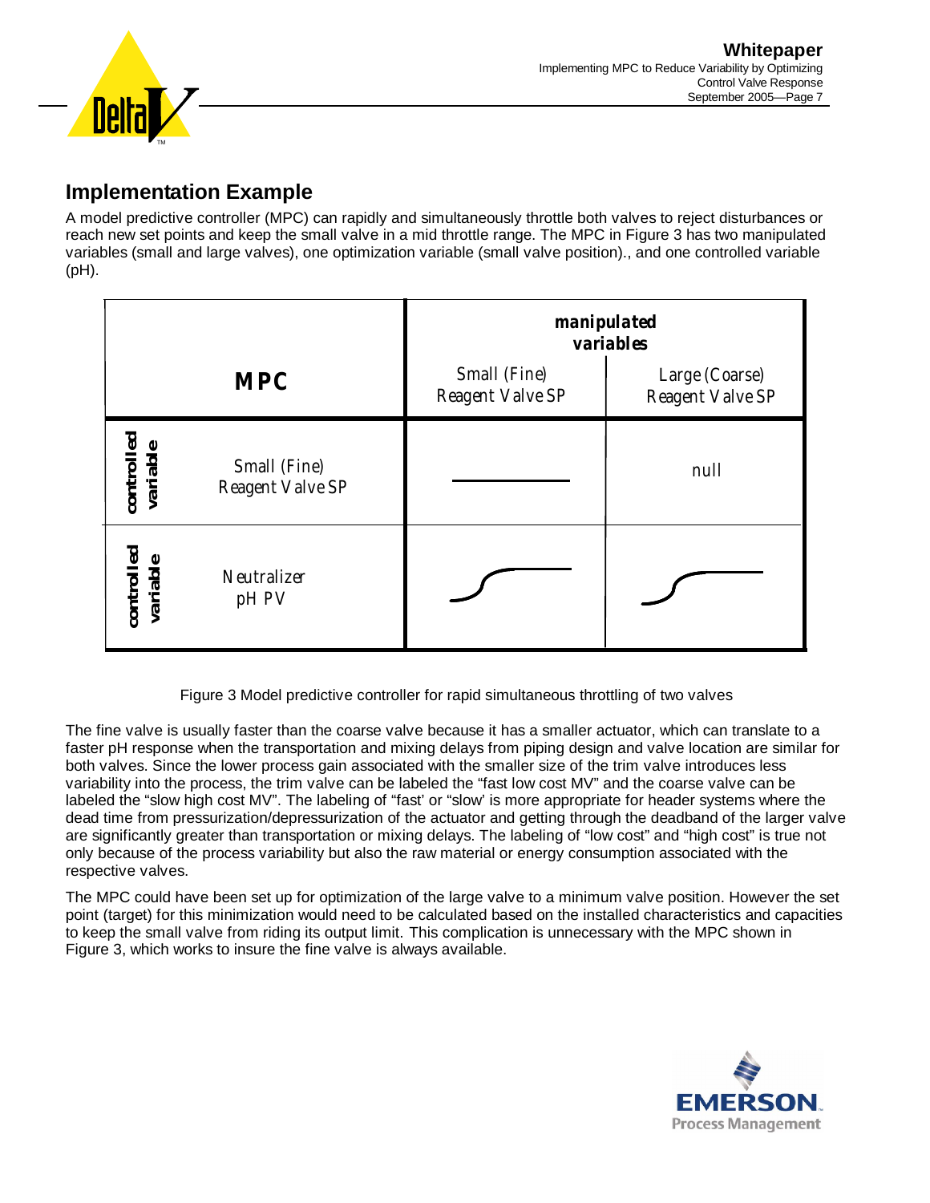## Implementation Example

A model predictive controller (MPC) can rapidly and simultaneously throttle both valves to reject disturbances or reach new set points and keep the small valve in a mid throttle range. The MPC in Figure 3 has two manipulated variables (small and large valves), one optimization variable (small valve position)., and one controlled variable (pH).

| MPC | | manipulated variables | |
|---|---|---|---|
| | | Small (Fine) Reagent Valve SP | Large (Coarse) Reagent Valve SP |
| controlled variable | Small (Fine) Reagent Valve SP | ——— | null |
| controlled variable | Neutralizer pH PV | ∫ | ∫ |

Figure 3 Model predictive controller for rapid simultaneous throttling of two valves

The fine valve is usually faster than the coarse valve because it has a smaller actuator, which can translate to a faster pH response when the transportation and mixing delays from piping design and valve location are similar for both valves. Since the lower process gain associated with the smaller size of the trim valve introduces less variability into the process, the trim valve can be labeled the "fast low cost MV" and the coarse valve can be labeled the "slow high cost MV". The labeling of "fast' or "slow' is more appropriate for header systems where the dead time from pressurization/depressurization of the actuator and getting through the deadband of the larger valve are significantly greater than transportation or mixing delays. The labeling of "low cost" and "high cost" is true not only because of the process variability but also the raw material or energy consumption associated with the respective valves.

The MPC could have been set up for optimization of the large valve to a minimum valve position. However the set point (target) for this minimization would need to be calculated based on the installed characteristics and capacities to keep the small valve from riding its output limit. This complication is unnecessary with the MPC shown in Figure 3, which works to insure the fine valve is always available.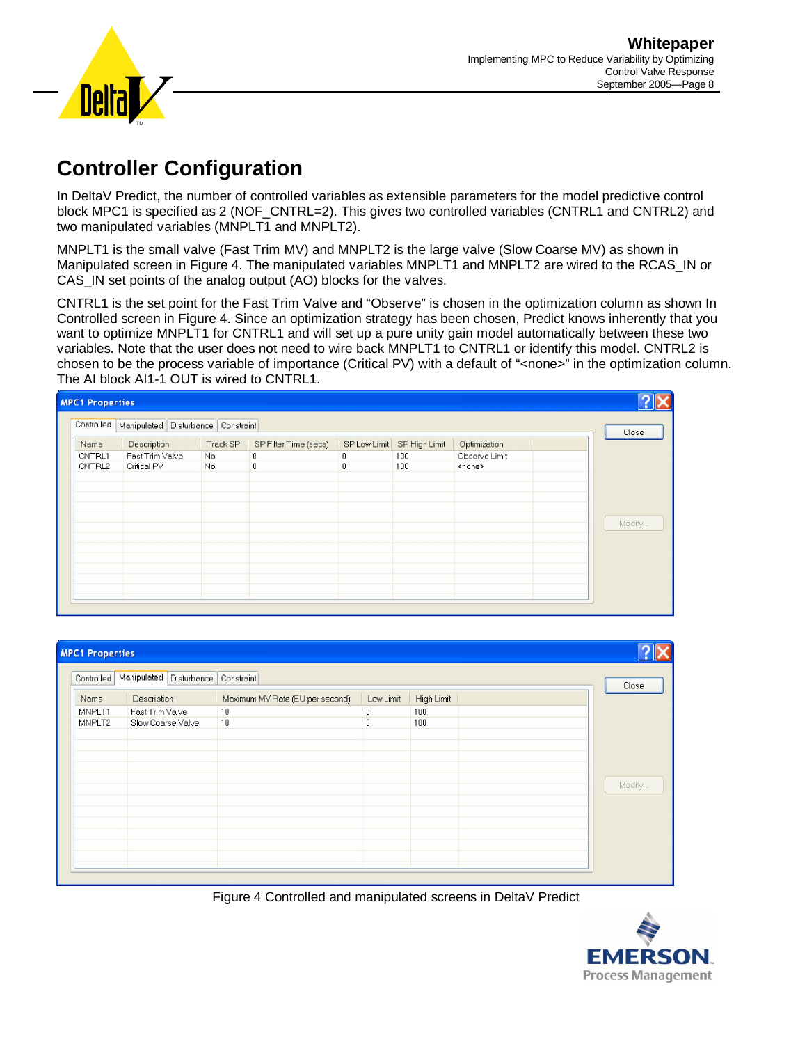## Controller Configuration

In DeltaV Predict, the number of controlled variables as extensible parameters for the model predictive control block MPC1 is specified as 2 (NOF_CNTRL=2). This gives two controlled variables (CNTRL1 and CNTRL2) and two manipulated variables (MNPLT1 and MNPLT2).

MNPLT1 is the small valve (Fast Trim MV) and MNPLT2 is the large valve (Slow Coarse MV) as shown in Manipulated screen in Figure 4. The manipulated variables MNPLT1 and MNPLT2 are wired to the RCAS_IN or CAS_IN set points of the analog output (AO) blocks for the valves.

CNTRL1 is the set point for the Fast Trim Valve and "Observe" is chosen in the optimization column as shown In Controlled screen in Figure 4. Since an optimization strategy has been chosen, Predict knows inherently that you want to optimize MNPLT1 for CNTRL1 and will set up a pure unity gain model automatically between these two variables. Note that the user does not need to wire back MNPLT1 to CNTRL1 or identify this model. CNTRL2 is chosen to be the process variable of importance (Critical PV) with a default of "<none>" in the optimization column. The AI block AI1-1 OUT is wired to CNTRL1.

MPC1 Properties — Controlled

| Name | Description | Track SP | SP Filter Time (secs) | SP Low Limit | SP High Limit | Optimization |
|---|---|---|---|---|---|---|
| CNTRL1 | Fast Trim Valve | No | 0 | 0 | 100 | Observe Limit |
| CNTRL2 | Critical PV | No | 0 | 0 | 100 | <none> |

MPC1 Properties — Manipulated

| Name | Description | Maximum MV Rate (EU per second) | Low Limit | High Limit |
|---|---|---|---|---|
| MNPLT1 | Fast Trim Valve | 10 | 0 | 100 |
| MNPLT2 | Slow Coarse Valve | 10 | 0 | 100 |

Figure 4 Controlled and manipulated screens in DeltaV Predict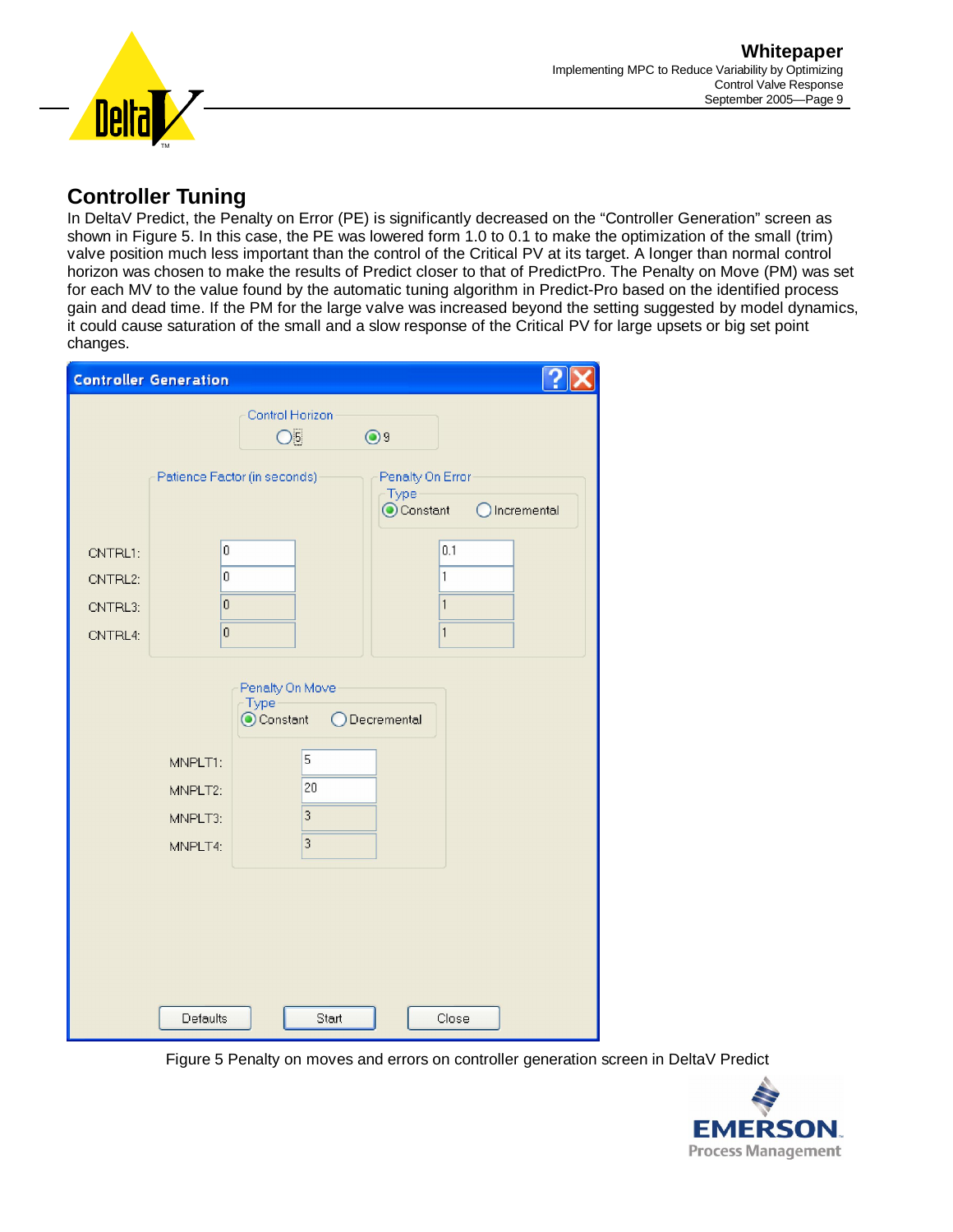## Controller Tuning

In DeltaV Predict, the Penalty on Error (PE) is significantly decreased on the "Controller Generation" screen as shown in Figure 5. In this case, the PE was lowered form 1.0 to 0.1 to make the optimization of the small (trim) valve position much less important than the control of the Critical PV at its target. A longer than normal control horizon was chosen to make the results of Predict closer to that of PredictPro. The Penalty on Move (PM) was set for each MV to the value found by the automatic tuning algorithm in Predict-Pro based on the identified process gain and dead time. If the PM for the large valve was increased beyond the setting suggested by model dynamics, it could cause saturation of the small and a slow response of the Critical PV for large upsets or big set point changes.

Figure 5 Penalty on moves and errors on controller generation screen in DeltaV Predict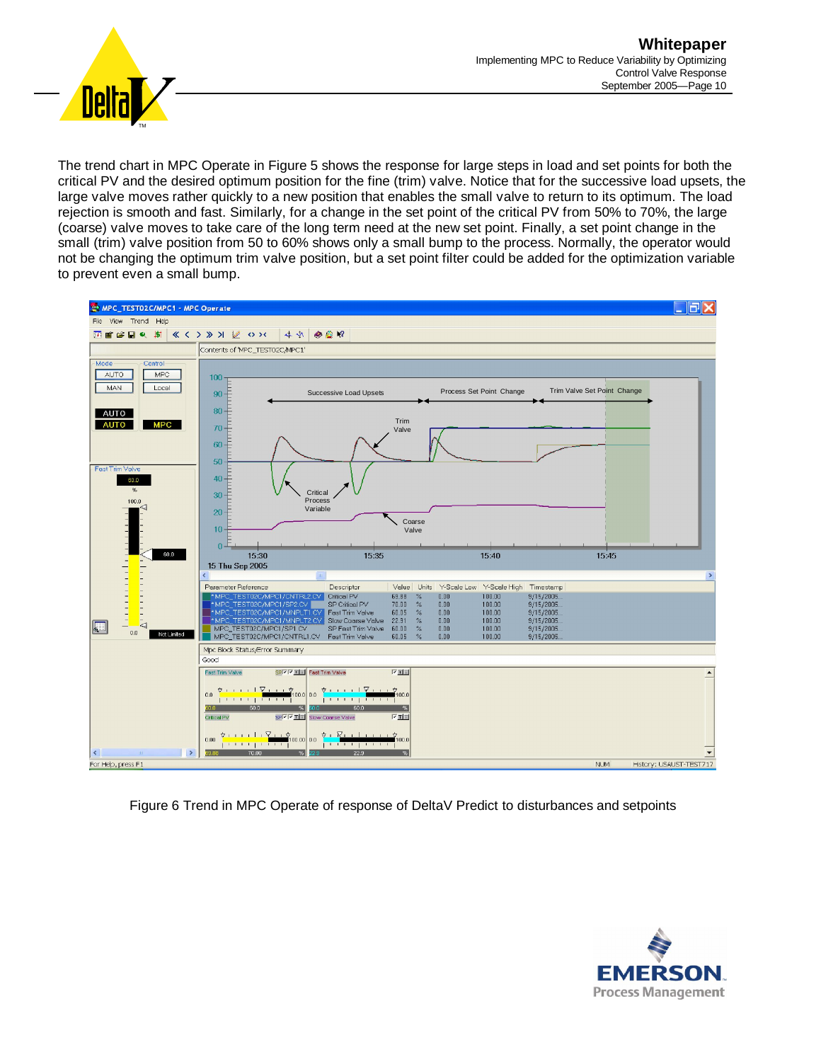The trend chart in MPC Operate in Figure 5 shows the response for large steps in load and set points for both the critical PV and the desired optimum position for the fine (trim) valve. Notice that for the successive load upsets, the large valve moves rather quickly to a new position that enables the small valve to return to its optimum. The load rejection is smooth and fast. Similarly, for a change in the set point of the critical PV from 50% to 70%, the large (coarse) valve moves to take care of the long term need at the new set point. Finally, a set point change in the small (trim) valve position from 50 to 60% shows only a small bump to the process. Normally, the operator would not be changing the optimum trim valve position, but a set point filter could be added for the optimization variable to prevent even a small bump.

Figure 6 Trend in MPC Operate of response of DeltaV Predict to disturbances and setpoints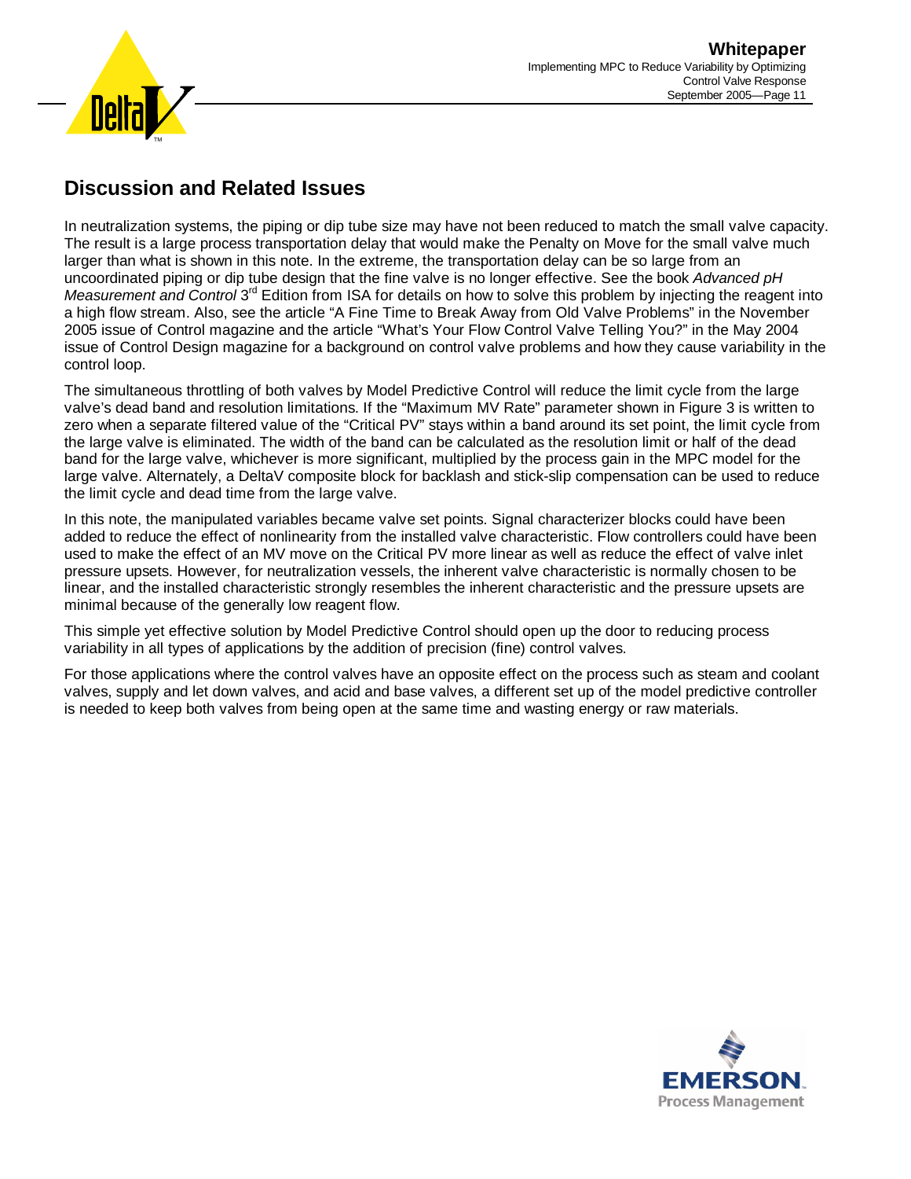## Discussion and Related Issues

In neutralization systems, the piping or dip tube size may have not been reduced to match the small valve capacity. The result is a large process transportation delay that would make the Penalty on Move for the small valve much larger than what is shown in this note. In the extreme, the transportation delay can be so large from an uncoordinated piping or dip tube design that the fine valve is no longer effective. See the book *Advanced pH Measurement and Control* 3rd Edition from ISA for details on how to solve this problem by injecting the reagent into a high flow stream. Also, see the article “A Fine Time to Break Away from Old Valve Problems” in the November 2005 issue of Control magazine and the article “What’s Your Flow Control Valve Telling You?” in the May 2004 issue of Control Design magazine for a background on control valve problems and how they cause variability in the control loop.

The simultaneous throttling of both valves by Model Predictive Control will reduce the limit cycle from the large valve’s dead band and resolution limitations. If the “Maximum MV Rate” parameter shown in Figure 3 is written to zero when a separate filtered value of the “Critical PV” stays within a band around its set point, the limit cycle from the large valve is eliminated. The width of the band can be calculated as the resolution limit or half of the dead band for the large valve, whichever is more significant, multiplied by the process gain in the MPC model for the large valve. Alternately, a DeltaV composite block for backlash and stick-slip compensation can be used to reduce the limit cycle and dead time from the large valve.

In this note, the manipulated variables became valve set points. Signal characterizer blocks could have been added to reduce the effect of nonlinearity from the installed valve characteristic. Flow controllers could have been used to make the effect of an MV move on the Critical PV more linear as well as reduce the effect of valve inlet pressure upsets. However, for neutralization vessels, the inherent valve characteristic is normally chosen to be linear, and the installed characteristic strongly resembles the inherent characteristic and the pressure upsets are minimal because of the generally low reagent flow.

This simple yet effective solution by Model Predictive Control should open up the door to reducing process variability in all types of applications by the addition of precision (fine) control valves.

For those applications where the control valves have an opposite effect on the process such as steam and coolant valves, supply and let down valves, and acid and base valves, a different set up of the model predictive controller is needed to keep both valves from being open at the same time and wasting energy or raw materials.